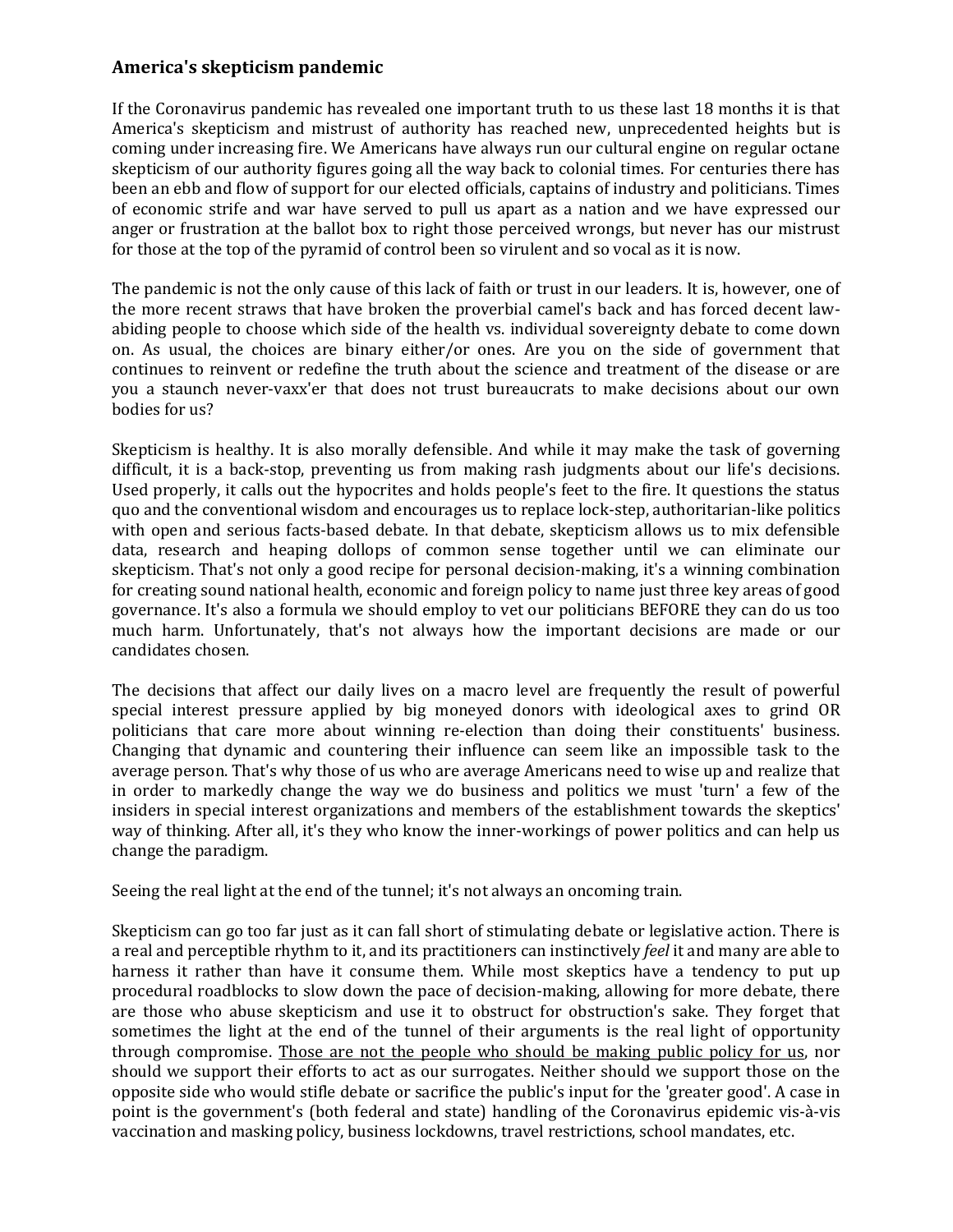## America's skepticism pandemic

If the Coronavirus pandemic has revealed one important truth to us these last 18 months it is that America's skepticism and mistrust of authority has reached new, unprecedented heights but is coming under increasing fire. We Americans have always run our cultural engine on regular octane skepticism of our authority figures going all the way back to colonial times. For centuries there has been an ebb and flow of support for our elected officials, captains of industry and politicians. Times of economic strife and war have served to pull us apart as a nation and we have expressed our anger or frustration at the ballot box to right those perceived wrongs, but never has our mistrust for those at the top of the pyramid of control been so virulent and so vocal as it is now.

The pandemic is not the only cause of this lack of faith or trust in our leaders. It is, however, one of the more recent straws that have broken the proverbial camel's back and has forced decent law-abiding people to choose which side of the health vs. individual sovereignty debate to come down on. As usual, the choices are binary either/or ones. Are you on the side of government that continues to reinvent or redefine the truth about the science and treatment of the disease or are you a staunch never-vaxx'er that does not trust bureaucrats to make decisions about our own bodies for us?

Skepticism is healthy. It is also morally defensible. And while it may make the task of governing difficult, it is a back-stop, preventing us from making rash judgments about our life's decisions. Used properly, it calls out the hypocrites and holds people's feet to the fire. It questions the status quo and the conventional wisdom and encourages us to replace lock-step, authoritarian-like politics with open and serious facts-based debate. In that debate, skepticism allows us to mix defensible data, research and heaping dollops of common sense together until we can eliminate our skepticism. That's not only a good recipe for personal decision-making, it's a winning combination for creating sound national health, economic and foreign policy to name just three key areas of good governance. It's also a formula we should employ to vet our politicians BEFORE they can do us too much harm. Unfortunately, that's not always how the important decisions are made or our candidates chosen.

The decisions that affect our daily lives on a macro level are frequently the result of powerful special interest pressure applied by big moneyed donors with ideological axes to grind OR politicians that care more about winning re-election than doing their constituents' business. Changing that dynamic and countering their influence can seem like an impossible task to the average person. That's why those of us who are average Americans need to wise up and realize that in order to markedly change the way we do business and politics we must 'turn' a few of the insiders in special interest organizations and members of the establishment towards the skeptics' way of thinking. After all, it's they who know the inner-workings of power politics and can help us change the paradigm.

Seeing the real light at the end of the tunnel; it's not always an oncoming train.

Skepticism can go too far just as it can fall short of stimulating debate or legislative action. There is a real and perceptible rhythm to it, and its practitioners can instinctively *feel* it and many are able to harness it rather than have it consume them. While most skeptics have a tendency to put up procedural roadblocks to slow down the pace of decision-making, allowing for more debate, there are those who abuse skepticism and use it to obstruct for obstruction's sake. They forget that sometimes the light at the end of the tunnel of their arguments is the real light of opportunity through compromise. <u>Those are not the people who should be making public policy for us</u>, nor should we support their efforts to act as our surrogates. Neither should we support those on the opposite side who would stifle debate or sacrifice the public's input for the 'greater good'. A case in point is the government's (both federal and state) handling of the Coronavirus epidemic vis-à-vis vaccination and masking policy, business lockdowns, travel restrictions, school mandates, etc.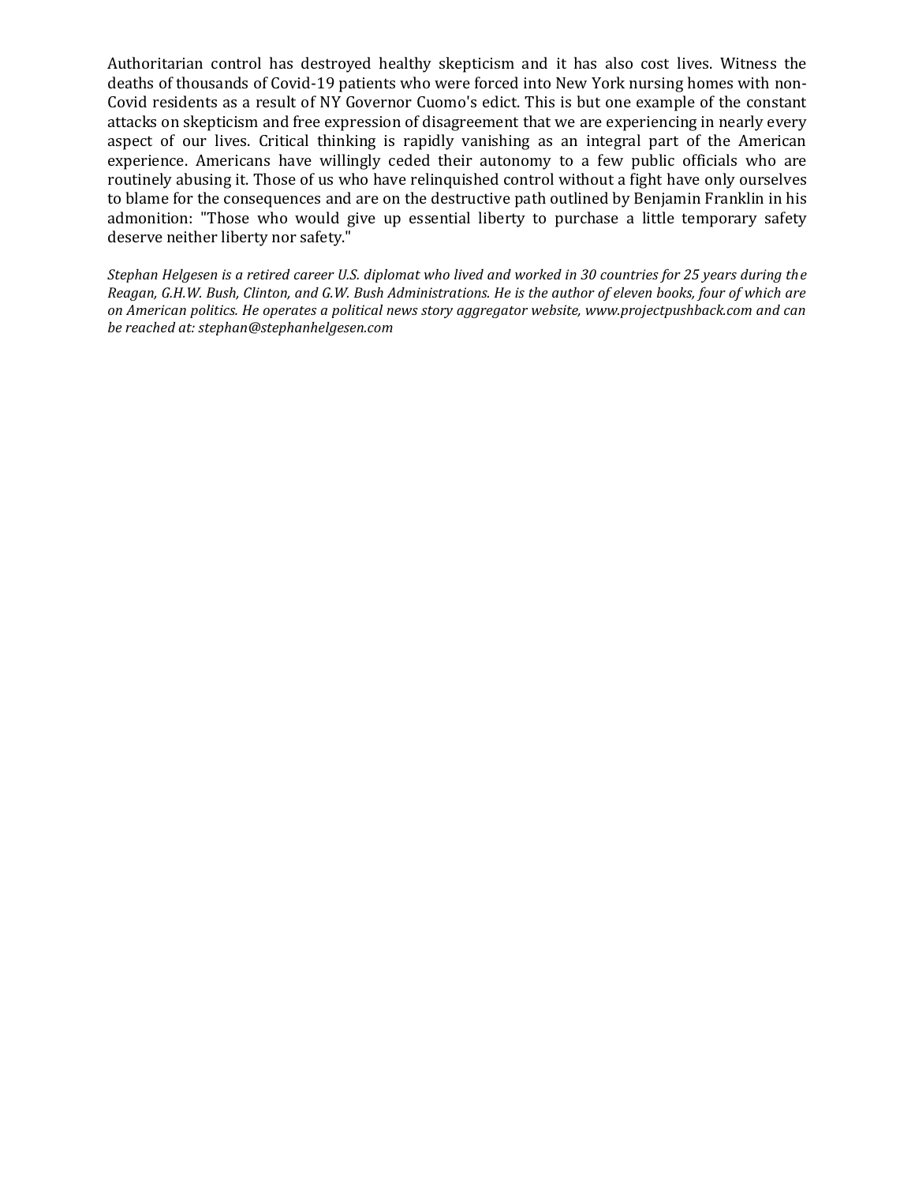Authoritarian control has destroyed healthy skepticism and it has also cost lives. Witness the deaths of thousands of Covid-19 patients who were forced into New York nursing homes with non-Covid residents as a result of NY Governor Cuomo's edict. This is but one example of the constant attacks on skepticism and free expression of disagreement that we are experiencing in nearly every aspect of our lives. Critical thinking is rapidly vanishing as an integral part of the American experience. Americans have willingly ceded their autonomy to a few public officials who are routinely abusing it. Those of us who have relinquished control without a fight have only ourselves to blame for the consequences and are on the destructive path outlined by Benjamin Franklin in his admonition: "Those who would give up essential liberty to purchase a little temporary safety deserve neither liberty nor safety."

*Stephan Helgesen is a retired career U.S. diplomat who lived and worked in 30 countries for 25 years during the Reagan, G.H.W. Bush, Clinton, and G.W. Bush Administrations. He is the author of eleven books, four of which are on American politics. He operates a political news story aggregator website, www.projectpushback.com and can be reached at: stephan@stephanhelgesen.com*